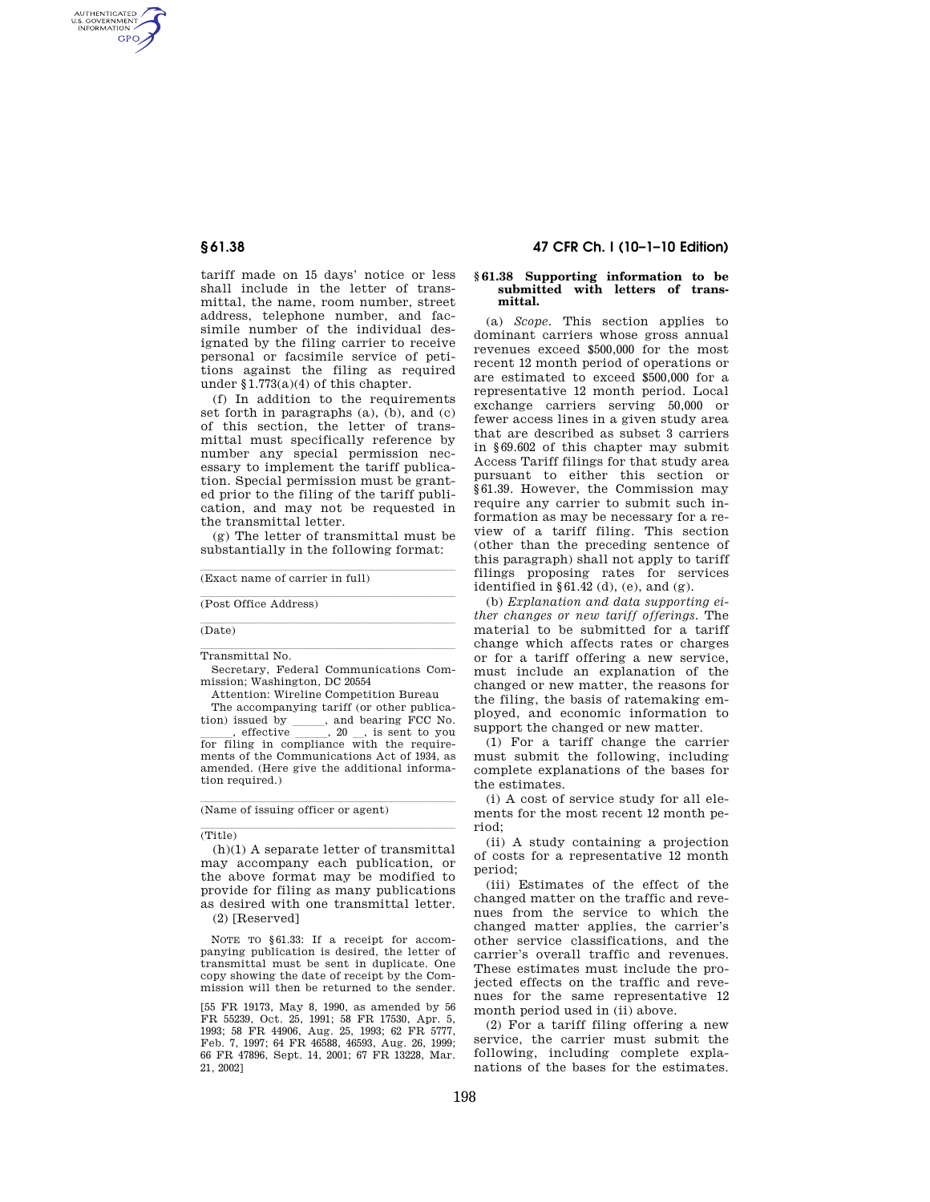tariff made on 15 days' notice or less shall include in the letter of transmittal, the name, room number, street address, telephone number, and facsimile number of the individual designated by the filing carrier to receive personal or facsimile service of petitions against the filing as required under §1.773(a)(4) of this chapter.

(f) In addition to the requirements set forth in paragraphs (a), (b), and (c) of this section, the letter of transmittal must specifically reference by number any special permission necessary to implement the tariff publication. Special permission must be granted prior to the filing of the tariff publication, and may not be requested in the transmittal letter.

(g) The letter of transmittal must be substantially in the following format:

(Exact name of carrier in full)

(Post Office Address)

(Date)

Transmittal No.

Secretary, Federal Communications Commission; Washington, DC 20554

Attention: Wireline Competition Bureau

The accompanying tariff (or other publication) issued by \_\_\_\_\_, and bearing FCC No. \_\_\_\_\_, effective \_\_\_\_\_, 20 \_\_, is sent to you for filing in compliance with the requirements of the Communications Act of 1934, as amended. (Here give the additional information required.)

(Name of issuing officer or agent)

(Title)

(h)(1) A separate letter of transmittal may accompany each publication, or the above format may be modified to provide for filing as many publications as desired with one transmittal letter.

(2) [Reserved]

NOTE TO §61.33: If a receipt for accompanying publication is desired, the letter of transmittal must be sent in duplicate. One copy showing the date of receipt by the Commission will then be returned to the sender.

[55 FR 19173, May 8, 1990, as amended by 56 FR 55239, Oct. 25, 1991; 58 FR 17530, Apr. 5, 1993; 58 FR 44906, Aug. 25, 1993; 62 FR 5777, Feb. 7, 1997; 64 FR 46588, 46593, Aug. 26, 1999; 66 FR 47896, Sept. 14, 2001; 67 FR 13228, Mar. 21, 2002]

## §61.38 Supporting information to be submitted with letters of transmittal.

(a) *Scope.* This section applies to dominant carriers whose gross annual revenues exceed $500,000 for the most recent 12 month period of operations or are estimated to exceed $500,000 for a representative 12 month period. Local exchange carriers serving 50,000 or fewer access lines in a given study area that are described as subset 3 carriers in §69.602 of this chapter may submit Access Tariff filings for that study area pursuant to either this section or §61.39. However, the Commission may require any carrier to submit such information as may be necessary for a review of a tariff filing. This section (other than the preceding sentence of this paragraph) shall not apply to tariff filings proposing rates for services identified in §61.42 (d), (e), and (g).

(b) *Explanation and data supporting either changes or new tariff offerings.* The material to be submitted for a tariff change which affects rates or charges or for a tariff offering a new service, must include an explanation of the changed or new matter, the reasons for the filing, the basis of ratemaking employed, and economic information to support the changed or new matter.

(1) For a tariff change the carrier must submit the following, including complete explanations of the bases for the estimates.

(i) A cost of service study for all elements for the most recent 12 month period;

(ii) A study containing a projection of costs for a representative 12 month period;

(iii) Estimates of the effect of the changed matter on the traffic and revenues from the service to which the changed matter applies, the carrier's other service classifications, and the carrier's overall traffic and revenues. These estimates must include the projected effects on the traffic and revenues for the same representative 12 month period used in (ii) above.

(2) For a tariff filing offering a new service, the carrier must submit the following, including complete explanations of the bases for the estimates.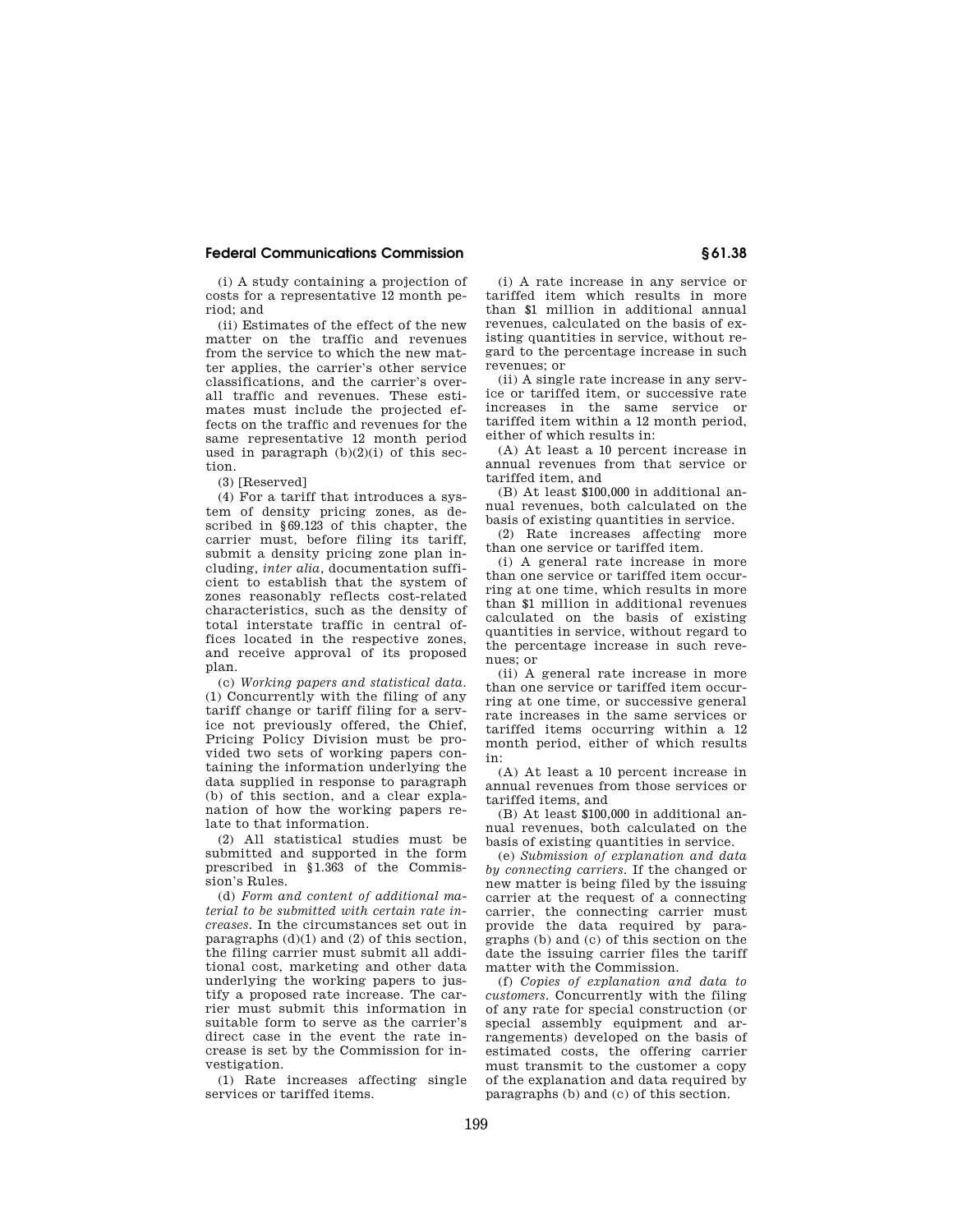(i) A study containing a projection of costs for a representative 12 month period; and

(ii) Estimates of the effect of the new matter on the traffic and revenues from the service to which the new matter applies, the carrier's other service classifications, and the carrier's overall traffic and revenues. These estimates must include the projected effects on the traffic and revenues for the same representative 12 month period used in paragraph (b)(2)(i) of this section.

(3) [Reserved]

(4) For a tariff that introduces a system of density pricing zones, as described in §69.123 of this chapter, the carrier must, before filing its tariff, submit a density pricing zone plan including, *inter alia*, documentation sufficient to establish that the system of zones reasonably reflects cost-related characteristics, such as the density of total interstate traffic in central offices located in the respective zones, and receive approval of its proposed plan.

(c) *Working papers and statistical data.* (1) Concurrently with the filing of any tariff change or tariff filing for a service not previously offered, the Chief, Pricing Policy Division must be provided two sets of working papers containing the information underlying the data supplied in response to paragraph (b) of this section, and a clear explanation of how the working papers relate to that information.

(2) All statistical studies must be submitted and supported in the form prescribed in §1.363 of the Commission's Rules.

(d) *Form and content of additional material to be submitted with certain rate increases.* In the circumstances set out in paragraphs (d)(1) and (2) of this section, the filing carrier must submit all additional cost, marketing and other data underlying the working papers to justify a proposed rate increase. The carrier must submit this information in suitable form to serve as the carrier's direct case in the event the rate increase is set by the Commission for investigation.

(1) Rate increases affecting single services or tariffed items.

(i) A rate increase in any service or tariffed item which results in more than $1 million in additional annual revenues, calculated on the basis of existing quantities in service, without regard to the percentage increase in such revenues; or

(ii) A single rate increase in any service or tariffed item, or successive rate increases in the same service or tariffed item within a 12 month period, either of which results in:

(A) At least a 10 percent increase in annual revenues from that service or tariffed item, and

(B) At least $100,000 in additional annual revenues, both calculated on the basis of existing quantities in service.

(2) Rate increases affecting more than one service or tariffed item.

(i) A general rate increase in more than one service or tariffed item occurring at one time, which results in more than $1 million in additional revenues calculated on the basis of existing quantities in service, without regard to the percentage increase in such revenues; or

(ii) A general rate increase in more than one service or tariffed item occurring at one time, or successive general rate increases in the same services or tariffed items occurring within a 12 month period, either of which results in:

(A) At least a 10 percent increase in annual revenues from those services or tariffed items, and

(B) At least $100,000 in additional annual revenues, both calculated on the basis of existing quantities in service.

(e) *Submission of explanation and data by connecting carriers.* If the changed or new matter is being filed by the issuing carrier at the request of a connecting carrier, the connecting carrier must provide the data required by paragraphs (b) and (c) of this section on the date the issuing carrier files the tariff matter with the Commission.

(f) *Copies of explanation and data to customers.* Concurrently with the filing of any rate for special construction (or special assembly equipment and arrangements) developed on the basis of estimated costs, the offering carrier must transmit to the customer a copy of the explanation and data required by paragraphs (b) and (c) of this section.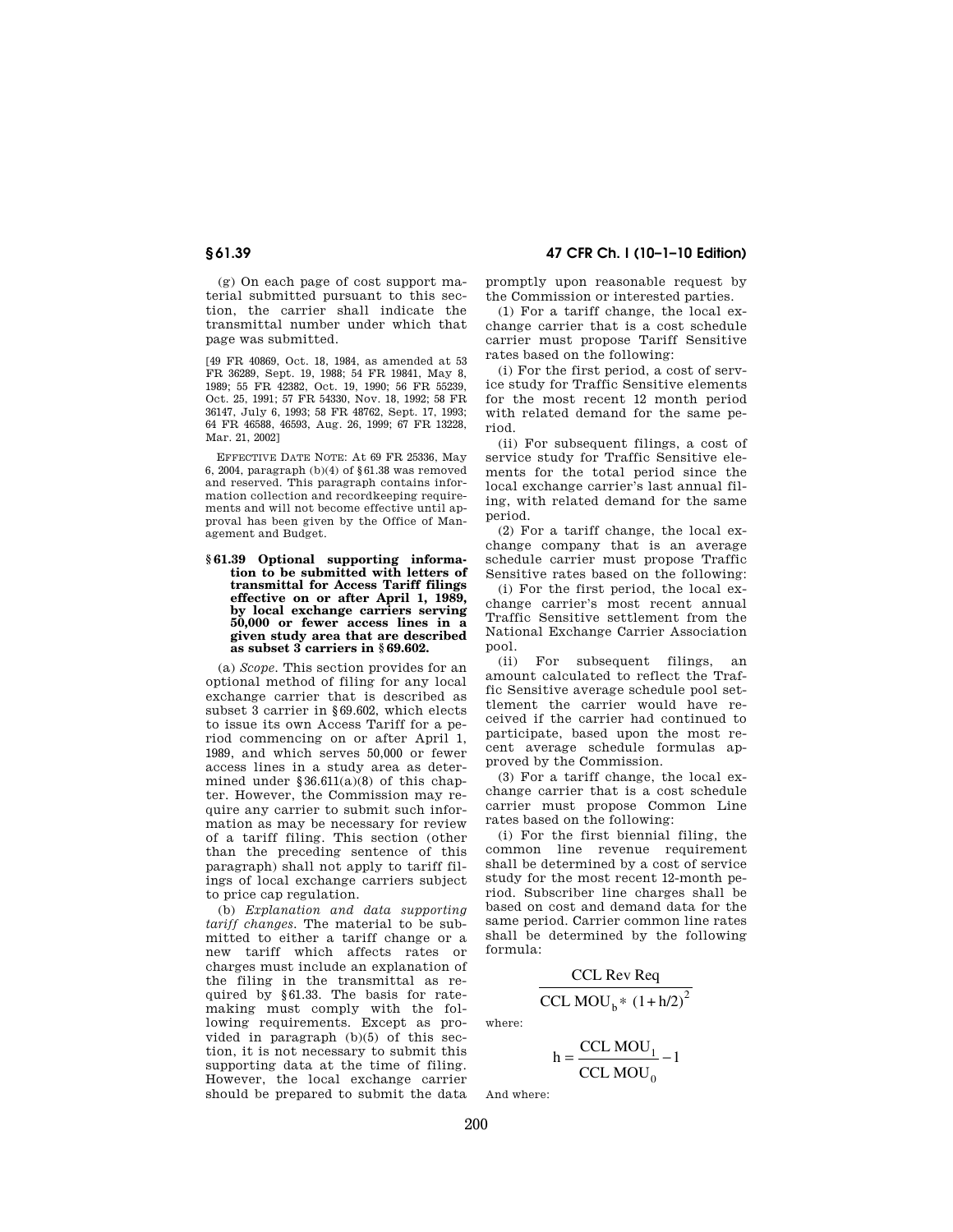(g) On each page of cost support material submitted pursuant to this section, the carrier shall indicate the transmittal number under which that page was submitted.

[49 FR 40869, Oct. 18, 1984, as amended at 53 FR 36289, Sept. 19, 1988; 54 FR 19841, May 8, 1989; 55 FR 42382, Oct. 19, 1990; 56 FR 55239, Oct. 25, 1991; 57 FR 54330, Nov. 18, 1992; 58 FR 36147, July 6, 1993; 58 FR 48762, Sept. 17, 1993; 64 FR 46588, 46593, Aug. 26, 1999; 67 FR 13228, Mar. 21, 2002]

EFFECTIVE DATE NOTE: At 69 FR 25336, May 6, 2004, paragraph (b)(4) of §61.38 was removed and reserved. This paragraph contains information collection and recordkeeping requirements and will not become effective until approval has been given by the Office of Management and Budget.

### §61.39 Optional supporting information to be submitted with letters of transmittal for Access Tariff filings effective on or after April 1, 1989, by local exchange carriers serving 50,000 or fewer access lines in a given study area that are described as subset 3 carriers in §69.602.

(a) *Scope*. This section provides for an optional method of filing for any local exchange carrier that is described as subset 3 carrier in §69.602, which elects to issue its own Access Tariff for a period commencing on or after April 1, 1989, and which serves 50,000 or fewer access lines in a study area as determined under §36.611(a)(8) of this chapter. However, the Commission may require any carrier to submit such information as may be necessary for review of a tariff filing. This section (other than the preceding sentence of this paragraph) shall not apply to tariff filings of local exchange carriers subject to price cap regulation.

(b) *Explanation and data supporting tariff changes*. The material to be submitted to either a tariff change or a new tariff which affects rates or charges must include an explanation of the filing in the transmittal as required by §61.33. The basis for ratemaking must comply with the following requirements. Except as provided in paragraph (b)(5) of this section, it is not necessary to submit this supporting data at the time of filing. However, the local exchange carrier should be prepared to submit the data promptly upon reasonable request by the Commission or interested parties.

(1) For a tariff change, the local exchange carrier that is a cost schedule carrier must propose Tariff Sensitive rates based on the following:

(i) For the first period, a cost of service study for Traffic Sensitive elements for the most recent 12 month period with related demand for the same period.

(ii) For subsequent filings, a cost of service study for Traffic Sensitive elements for the total period since the local exchange carrier's last annual filing, with related demand for the same period.

(2) For a tariff change, the local exchange company that is an average schedule carrier must propose Traffic Sensitive rates based on the following:

(i) For the first period, the local exchange carrier's most recent annual Traffic Sensitive settlement from the National Exchange Carrier Association pool.

(ii) For subsequent filings, an amount calculated to reflect the Traffic Sensitive average schedule pool settlement the carrier would have received if the carrier had continued to participate, based upon the most recent average schedule formulas approved by the Commission.

(3) For a tariff change, the local exchange carrier that is a cost schedule carrier must propose Common Line rates based on the following:

(i) For the first biennial filing, the common line revenue requirement shall be determined by a cost of service study for the most recent 12-month period. Subscriber line charges shall be based on cost and demand data for the same period. Carrier common line rates shall be determined by the following formula:

$$\frac{\text{CCL Rev Req}}{\text{CCL MOU}_b * (1+h/2)^2}$$

where:

$$h = \frac{\text{CCL MOU}_1}{\text{CCL MOU}_0} - 1$$

And where: